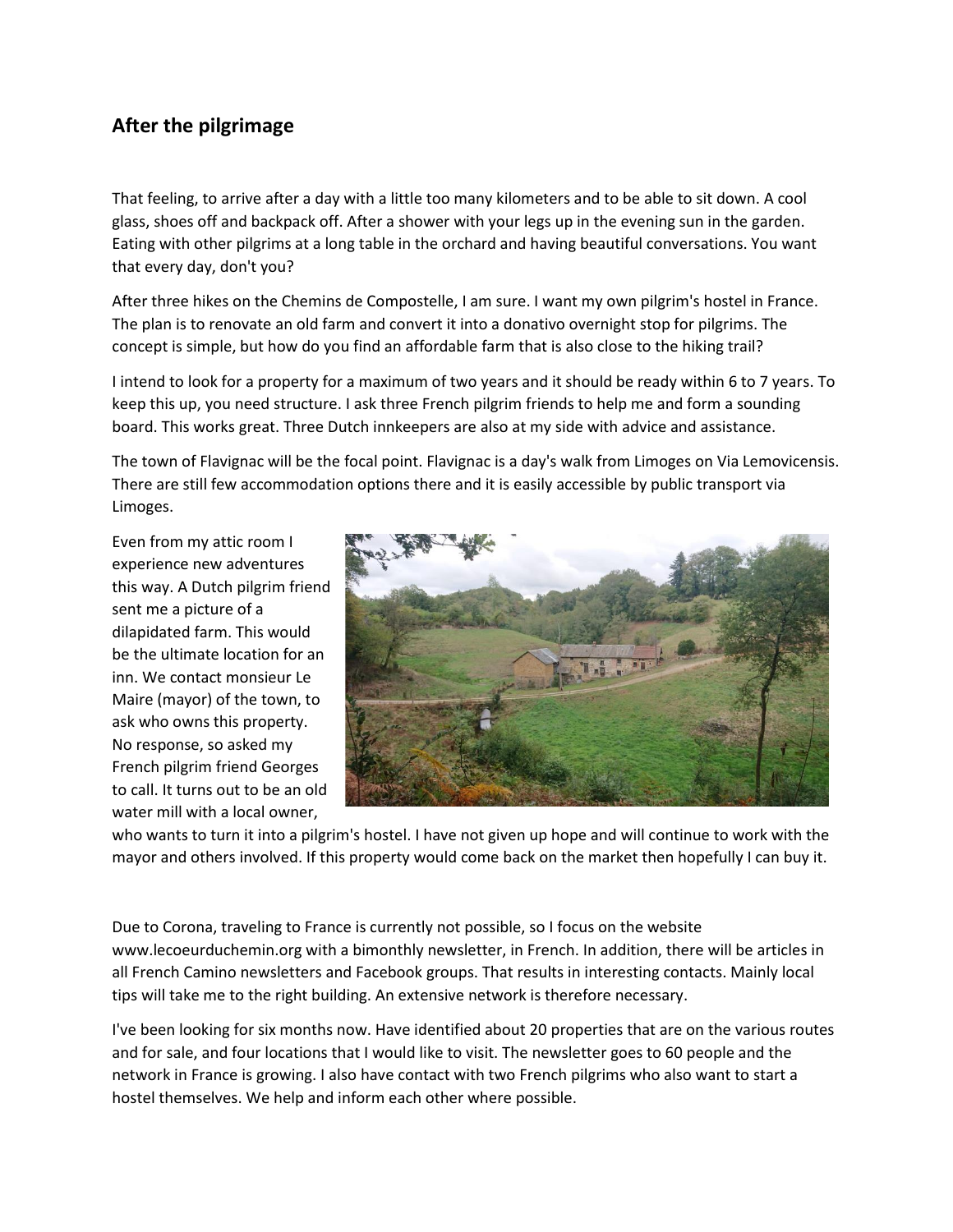## After the pilgrimage

That feeling, to arrive after a day with a little too many kilometers and to be able to sit down. A cool glass, shoes off and backpack off. After a shower with your legs up in the evening sun in the garden. Eating with other pilgrims at a long table in the orchard and having beautiful conversations. You want that every day, don't you?

After three hikes on the Chemins de Compostelle, I am sure. I want my own pilgrim's hostel in France. The plan is to renovate an old farm and convert it into a donativo overnight stop for pilgrims. The concept is simple, but how do you find an affordable farm that is also close to the hiking trail?

I intend to look for a property for a maximum of two years and it should be ready within 6 to 7 years. To keep this up, you need structure. I ask three French pilgrim friends to help me and form a sounding board. This works great. Three Dutch innkeepers are also at my side with advice and assistance.

The town of Flavignac will be the focal point. Flavignac is a day's walk from Limoges on Via Lemovicensis. There are still few accommodation options there and it is easily accessible by public transport via Limoges.

Even from my attic room I experience new adventures this way. A Dutch pilgrim friend sent me a picture of a dilapidated farm. This would be the ultimate location for an inn. We contact monsieur Le Maire (mayor) of the town, to ask who owns this property. No response, so asked my French pilgrim friend Georges to call. It turns out to be an old water mill with a local owner, who wants to turn it into a pilgrim's hostel. I have not given up hope and will continue to work with the mayor and others involved. If this property would come back on the market then hopefully I can buy it.

Due to Corona, traveling to France is currently not possible, so I focus on the website www.lecoeurduchemin.org with a bimonthly newsletter, in French. In addition, there will be articles in all French Camino newsletters and Facebook groups. That results in interesting contacts. Mainly local tips will take me to the right building. An extensive network is therefore necessary.

I've been looking for six months now. Have identified about 20 properties that are on the various routes and for sale, and four locations that I would like to visit. The newsletter goes to 60 people and the network in France is growing. I also have contact with two French pilgrims who also want to start a hostel themselves. We help and inform each other where possible.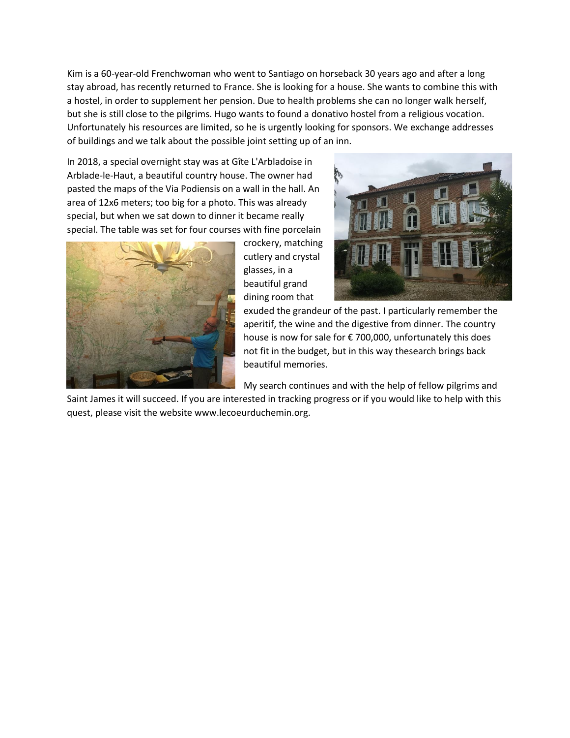Kim is a 60-year-old Frenchwoman who went to Santiago on horseback 30 years ago and after a long stay abroad, has recently returned to France. She is looking for a house. She wants to combine this with a hostel, in order to supplement her pension. Due to health problems she can no longer walk herself, but she is still close to the pilgrims. Hugo wants to found a donativo hostel from a religious vocation. Unfortunately his resources are limited, so he is urgently looking for sponsors. We exchange addresses of buildings and we talk about the possible joint setting up of an inn.

In 2018, a special overnight stay was at Gîte L'Arbladoise in Arblade-le-Haut, a beautiful country house. The owner had pasted the maps of the Via Podiensis on a wall in the hall. An area of 12x6 meters; too big for a photo. This was already special, but when we sat down to dinner it became really special. The table was set for four courses with fine porcelain crockery, matching cutlery and crystal glasses, in a beautiful grand dining room that exuded the grandeur of the past. I particularly remember the aperitif, the wine and the digestive from dinner. The country house is now for sale for € 700,000, unfortunately this does not fit in the budget, but in this way thesearch brings back beautiful memories.

My search continues and with the help of fellow pilgrims and Saint James it will succeed. If you are interested in tracking progress or if you would like to help with this quest, please visit the website www.lecoeurduchemin.org.